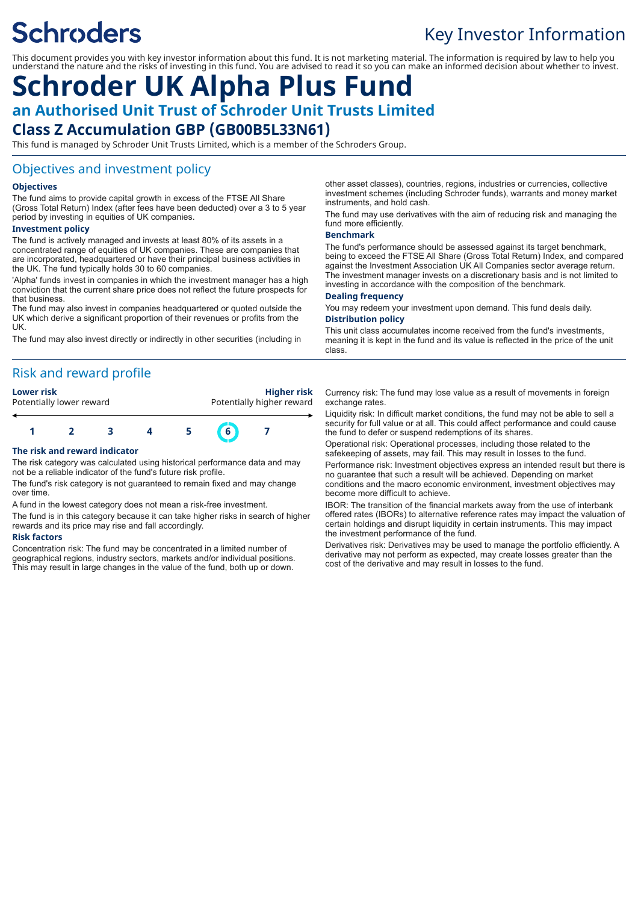# Schroders

## Key Investor Information

This document provides you with key investor information about this fund. It is not marketing material. The information is required by law to help you understand the nature and the risks of investing in this fund. You are advised to read it so you can make an informed decision about whether to invest.

# Schroder UK Alpha Plus Fund

## an Authorised Unit Trust of Schroder Unit Trusts Limited

## Class Z Accumulation GBP (GB00B5L33N61)

This fund is managed by Schroder Unit Trusts Limited, which is a member of the Schroders Group.

## Objectives and investment policy

### Objectives

The fund aims to provide capital growth in excess of the FTSE All Share (Gross Total Return) Index (after fees have been deducted) over a 3 to 5 year period by investing in equities of UK companies.

### Investment policy

The fund is actively managed and invests at least 80% of its assets in a concentrated range of equities of UK companies. These are companies that are incorporated, headquartered or have their principal business activities in the UK. The fund typically holds 30 to 60 companies.

'Alpha' funds invest in companies in which the investment manager has a high conviction that the current share price does not reflect the future prospects for that business.

The fund may also invest in companies headquartered or quoted outside the UK which derive a significant proportion of their revenues or profits from the UK.

The fund may also invest directly or indirectly in other securities (including in other asset classes), countries, regions, industries or currencies, collective investment schemes (including Schroder funds), warrants and money market instruments, and hold cash.

The fund may use derivatives with the aim of reducing risk and managing the fund more efficiently.

### Benchmark

The fund's performance should be assessed against its target benchmark, being to exceed the FTSE All Share (Gross Total Return) Index, and compared against the Investment Association UK All Companies sector average return. The investment manager invests on a discretionary basis and is not limited to investing in accordance with the composition of the benchmark.

### Dealing frequency

You may redeem your investment upon demand. This fund deals daily.

### Distribution policy

This unit class accumulates income received from the fund's investments, meaning it is kept in the fund and its value is reflected in the price of the unit class.

## Risk and reward profile

| **Lower risk** Potentially lower reward | | | | | | **Higher risk** Potentially higher reward |
|---|---|---|---|---|---|---|
| 1 | 2 | 3 | 4 | 5 | **6** | 7 |

### The risk and reward indicator

The risk category was calculated using historical performance data and may not be a reliable indicator of the fund's future risk profile.

The fund's risk category is not guaranteed to remain fixed and may change over time.

A fund in the lowest category does not mean a risk-free investment.

The fund is in this category because it can take higher risks in search of higher rewards and its price may rise and fall accordingly.

### Risk factors

Concentration risk: The fund may be concentrated in a limited number of geographical regions, industry sectors, markets and/or individual positions. This may result in large changes in the value of the fund, both up or down.

Currency risk: The fund may lose value as a result of movements in foreign exchange rates.

Liquidity risk: In difficult market conditions, the fund may not be able to sell a security for full value or at all. This could affect performance and could cause the fund to defer or suspend redemptions of its shares.

Operational risk: Operational processes, including those related to the safekeeping of assets, may fail. This may result in losses to the fund.

Performance risk: Investment objectives express an intended result but there is no guarantee that such a result will be achieved. Depending on market conditions and the macro economic environment, investment objectives may become more difficult to achieve.

IBOR: The transition of the financial markets away from the use of interbank offered rates (IBORs) to alternative reference rates may impact the valuation of certain holdings and disrupt liquidity in certain instruments. This may impact the investment performance of the fund.

Derivatives risk: Derivatives may be used to manage the portfolio efficiently. A derivative may not perform as expected, may create losses greater than the cost of the derivative and may result in losses to the fund.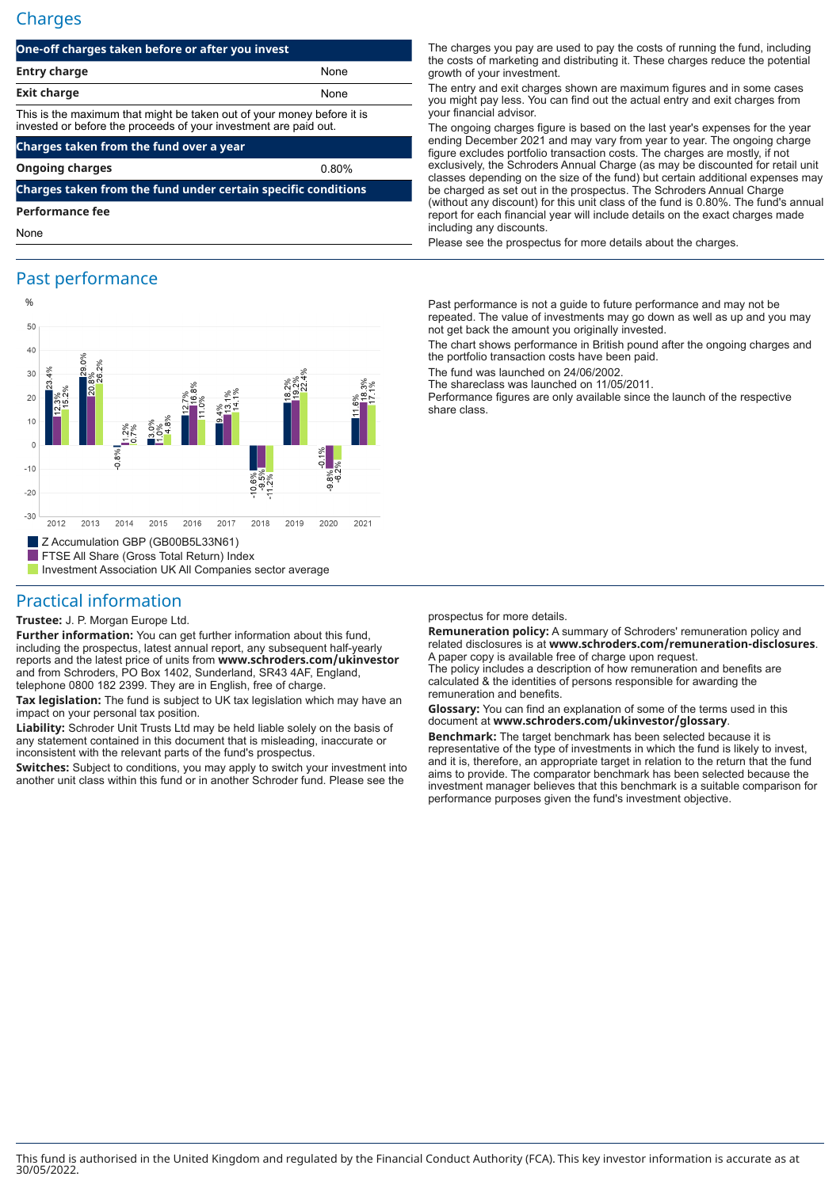## Charges

| One-off charges taken before or after you invest | |
|---|---|
| **Entry charge** | None |
| **Exit charge** | None |
| This is the maximum that might be taken out of your money before it is invested or before the proceeds of your investment are paid out. | |
| **Charges taken from the fund over a year** | |
| **Ongoing charges** | 0.80% |
| **Charges taken from the fund under certain specific conditions** | |
| **Performance fee** | |
| None | |

The charges you pay are used to pay the costs of running the fund, including the costs of marketing and distributing it. These charges reduce the potential growth of your investment.

The entry and exit charges shown are maximum figures and in some cases you might pay less. You can find out the actual entry and exit charges from your financial advisor.

The ongoing charges figure is based on the last year's expenses for the year ending December 2021 and may vary from year to year. The ongoing charge figure excludes portfolio transaction costs. The charges are mostly, if not exclusively, the Schroders Annual Charge (as may be discounted for retail unit classes depending on the size of the fund) but certain additional expenses may be charged as set out in the prospectus. The Schroders Annual Charge (without any discount) for this unit class of the fund is 0.80%. The fund's annual report for each financial year will include details on the exact charges made including any discounts.

Please see the prospectus for more details about the charges.

## Past performance

%

50
40
30
20
10
0
-10
-20
-30

2012: 23.4% 12.3% 15.2%
2013: 29.0% 20.8% 26.2%
2014: -0.8% 1.2% 0.7%
2015: 3.0% 1.0% 4.8%
2016: 12.7% 16.8% 11.0%
2017: 9.4% 13.1% 14.1%
2018: -10.6% -9.5% -11.2%
2019: 18.2% 19.2% 22.4%
2020: -0.1% -9.8% -6.2%
2021: 11.6% 18.3% 17.1%

Z Accumulation GBP (GB00B5L33N61)
FTSE All Share (Gross Total Return) Index
Investment Association UK All Companies sector average

Past performance is not a guide to future performance and may not be repeated. The value of investments may go down as well as up and you may not get back the amount you originally invested.

The chart shows performance in British pound after the ongoing charges and the portfolio transaction costs have been paid.

The fund was launched on 24/06/2002.
The shareclass was launched on 11/05/2011.
Performance figures are only available since the launch of the respective share class.

## Practical information

**Trustee:** J. P. Morgan Europe Ltd.

**Further information:** You can get further information about this fund, including the prospectus, latest annual report, any subsequent half-yearly reports and the latest price of units from **www.schroders.com/ukinvestor** and from Schroders, PO Box 1402, Sunderland, SR43 4AF, England, telephone 0800 182 2399. They are in English, free of charge.

**Tax legislation:** The fund is subject to UK tax legislation which may have an impact on your personal tax position.

**Liability:** Schroder Unit Trusts Ltd may be held liable solely on the basis of any statement contained in this document that is misleading, inaccurate or inconsistent with the relevant parts of the fund's prospectus.

**Switches:** Subject to conditions, you may apply to switch your investment into another unit class within this fund or in another Schroder fund. Please see the prospectus for more details.

**Remuneration policy:** A summary of Schroders' remuneration policy and related disclosures is at **www.schroders.com/remuneration-disclosures**. A paper copy is available free of charge upon request.
The policy includes a description of how remuneration and benefits are calculated & the identities of persons responsible for awarding the remuneration and benefits.

**Glossary:** You can find an explanation of some of the terms used in this document at **www.schroders.com/ukinvestor/glossary**.

**Benchmark:** The target benchmark has been selected because it is representative of the type of investments in which the fund is likely to invest, and it is, therefore, an appropriate target in relation to the return that the fund aims to provide. The comparator benchmark has been selected because the investment manager believes that this benchmark is a suitable comparison for performance purposes given the fund's investment objective.

This fund is authorised in the United Kingdom and regulated by the Financial Conduct Authority (FCA). This key investor information is accurate as at 30/05/2022.